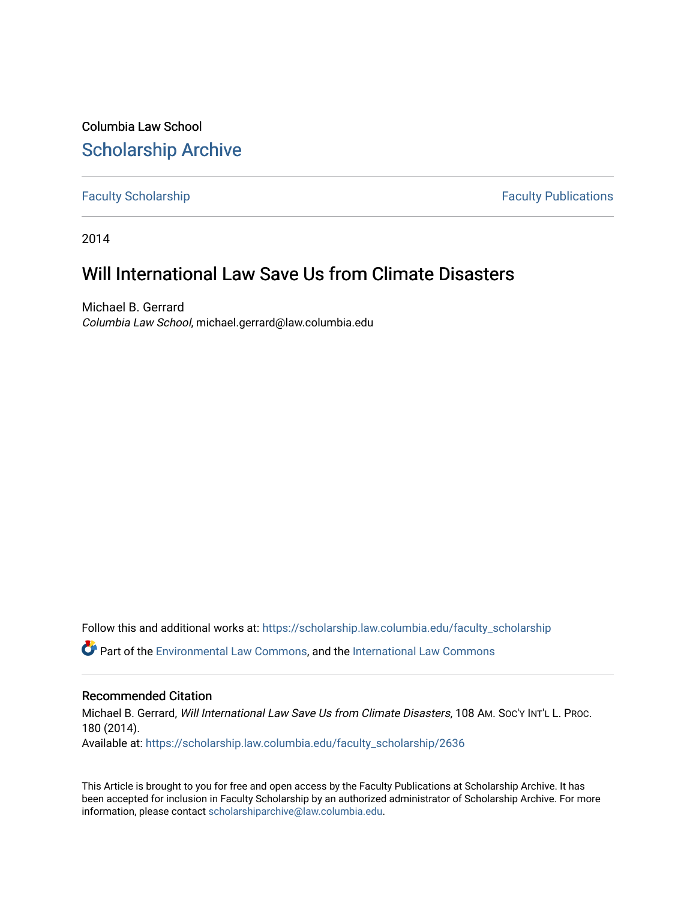Columbia Law School

## Scholarship Archive

Faculty Scholarship

Faculty Publications

2014

# Will International Law Save Us from Climate Disasters

Michael B. Gerrard

*Columbia Law School*, michael.gerrard@law.columbia.edu

Follow this and additional works at: https://scholarship.law.columbia.edu/faculty_scholarship

Part of the Environmental Law Commons, and the International Law Commons

### Recommended Citation

Michael B. Gerrard, *Will International Law Save Us from Climate Disasters*, 108 Am. Soc'y Int'l L. Proc. 180 (2014).

Available at: https://scholarship.law.columbia.edu/faculty_scholarship/2636

This Article is brought to you for free and open access by the Faculty Publications at Scholarship Archive. It has been accepted for inclusion in Faculty Scholarship by an authorized administrator of Scholarship Archive. For more information, please contact scholarshiparchive@law.columbia.edu.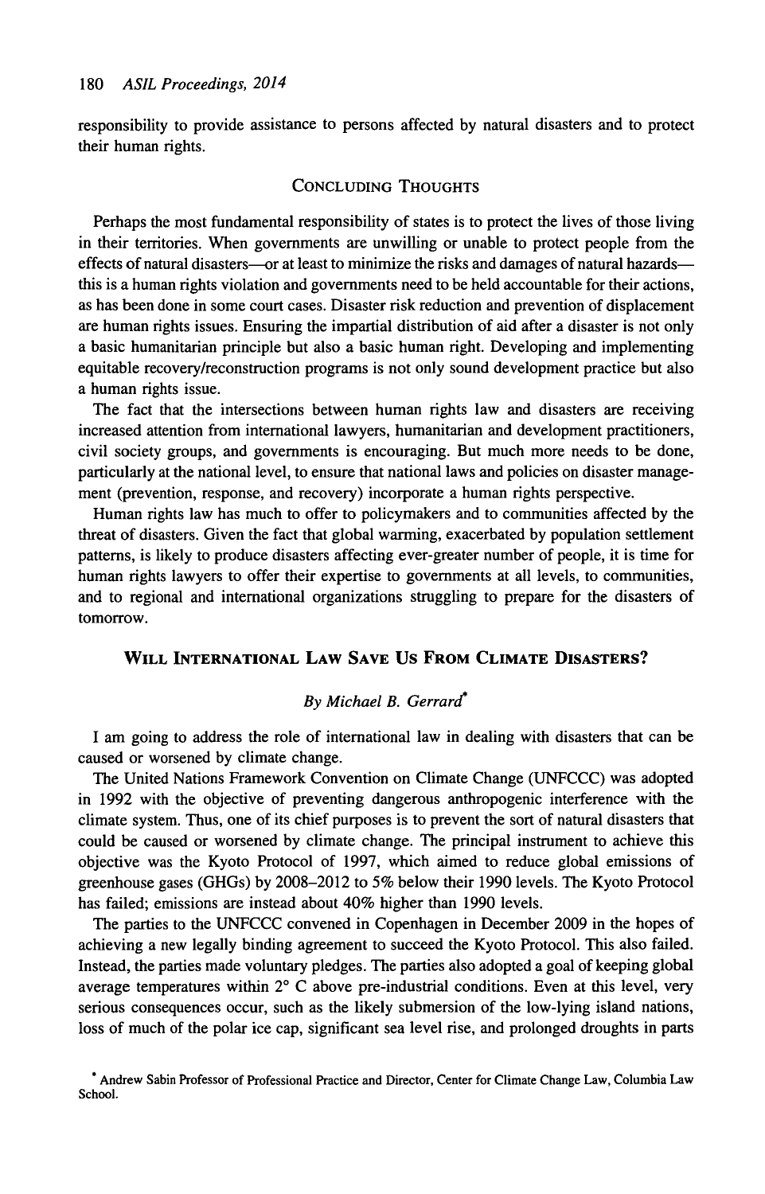responsibility to provide assistance to persons affected by natural disasters and to protect their human rights.

## Concluding Thoughts

Perhaps the most fundamental responsibility of states is to protect the lives of those living in their territories. When governments are unwilling or unable to protect people from the effects of natural disasters—or at least to minimize the risks and damages of natural hazards—this is a human rights violation and governments need to be held accountable for their actions, as has been done in some court cases. Disaster risk reduction and prevention of displacement are human rights issues. Ensuring the impartial distribution of aid after a disaster is not only a basic humanitarian principle but also a basic human right. Developing and implementing equitable recovery/reconstruction programs is not only sound development practice but also a human rights issue.

The fact that the intersections between human rights law and disasters are receiving increased attention from international lawyers, humanitarian and development practitioners, civil society groups, and governments is encouraging. But much more needs to be done, particularly at the national level, to ensure that national laws and policies on disaster management (prevention, response, and recovery) incorporate a human rights perspective.

Human rights law has much to offer to policymakers and to communities affected by the threat of disasters. Given the fact that global warming, exacerbated by population settlement patterns, is likely to produce disasters affecting ever-greater number of people, it is time for human rights lawyers to offer their expertise to governments at all levels, to communities, and to regional and international organizations struggling to prepare for the disasters of tomorrow.

# Will International Law Save Us From Climate Disasters?

*By Michael B. Gerrard*[*]

I am going to address the role of international law in dealing with disasters that can be caused or worsened by climate change.

The United Nations Framework Convention on Climate Change (UNFCCC) was adopted in 1992 with the objective of preventing dangerous anthropogenic interference with the climate system. Thus, one of its chief purposes is to prevent the sort of natural disasters that could be caused or worsened by climate change. The principal instrument to achieve this objective was the Kyoto Protocol of 1997, which aimed to reduce global emissions of greenhouse gases (GHGs) by 2008–2012 to 5% below their 1990 levels. The Kyoto Protocol has failed; emissions are instead about 40% higher than 1990 levels.

The parties to the UNFCCC convened in Copenhagen in December 2009 in the hopes of achieving a new legally binding agreement to succeed the Kyoto Protocol. This also failed. Instead, the parties made voluntary pledges. The parties also adopted a goal of keeping global average temperatures within 2° C above pre-industrial conditions. Even at this level, very serious consequences occur, such as the likely submersion of the low-lying island nations, loss of much of the polar ice cap, significant sea level rise, and prolonged droughts in parts

[*] Andrew Sabin Professor of Professional Practice and Director, Center for Climate Change Law, Columbia Law School.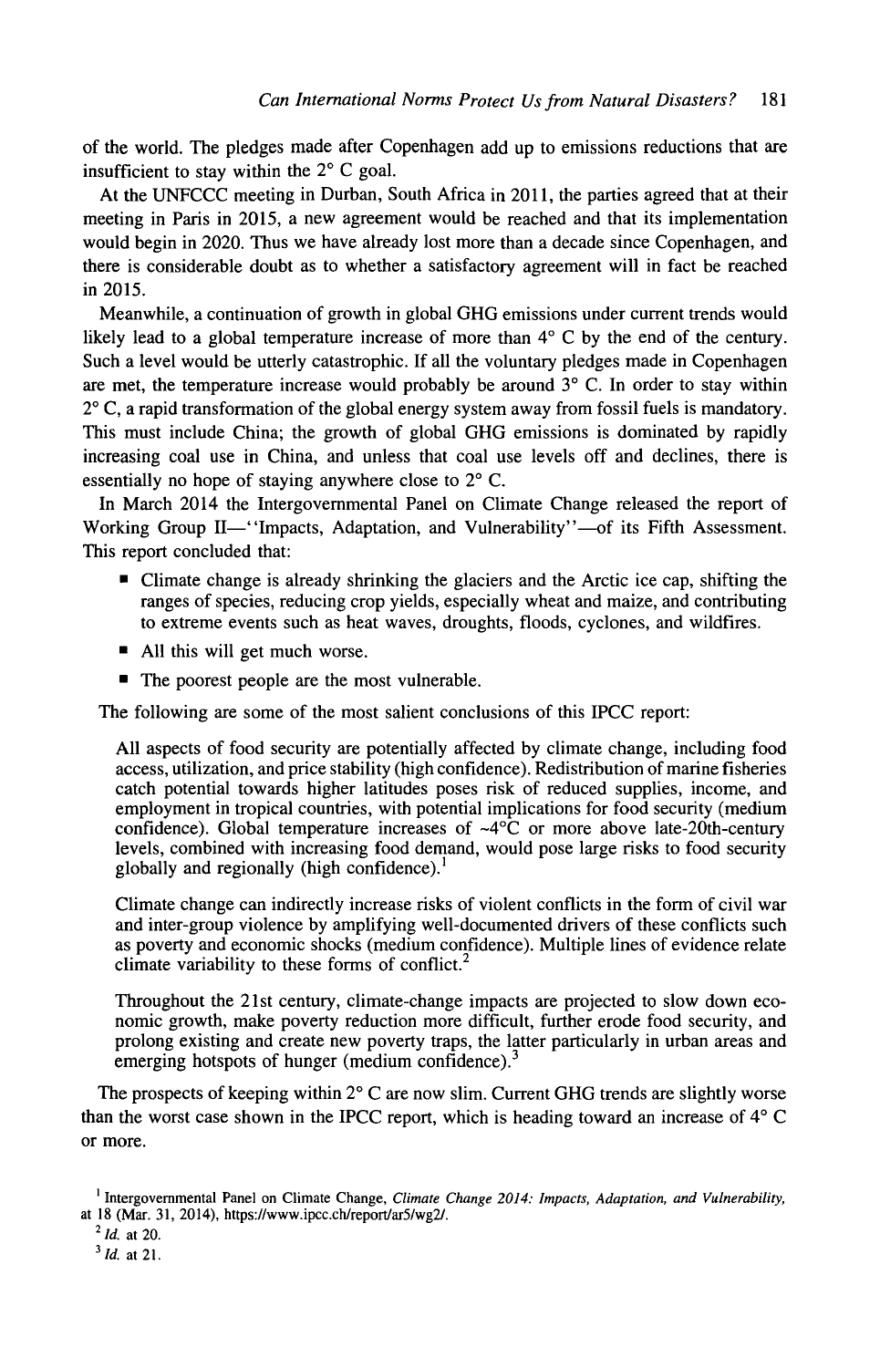of the world. The pledges made after Copenhagen add up to emissions reductions that are insufficient to stay within the 2° C goal.

At the UNFCCC meeting in Durban, South Africa in 2011, the parties agreed that at their meeting in Paris in 2015, a new agreement would be reached and that its implementation would begin in 2020. Thus we have already lost more than a decade since Copenhagen, and there is considerable doubt as to whether a satisfactory agreement will in fact be reached in 2015.

Meanwhile, a continuation of growth in global GHG emissions under current trends would likely lead to a global temperature increase of more than 4° C by the end of the century. Such a level would be utterly catastrophic. If all the voluntary pledges made in Copenhagen are met, the temperature increase would probably be around 3° C. In order to stay within 2° C, a rapid transformation of the global energy system away from fossil fuels is mandatory. This must include China; the growth of global GHG emissions is dominated by rapidly increasing coal use in China, and unless that coal use levels off and declines, there is essentially no hope of staying anywhere close to 2° C.

In March 2014 the Intergovernmental Panel on Climate Change released the report of Working Group II—"Impacts, Adaptation, and Vulnerability"—of its Fifth Assessment. This report concluded that:

- Climate change is already shrinking the glaciers and the Arctic ice cap, shifting the ranges of species, reducing crop yields, especially wheat and maize, and contributing to extreme events such as heat waves, droughts, floods, cyclones, and wildfires.
- All this will get much worse.
- The poorest people are the most vulnerable.

The following are some of the most salient conclusions of this IPCC report:

> All aspects of food security are potentially affected by climate change, including food access, utilization, and price stability (high confidence). Redistribution of marine fisheries catch potential towards higher latitudes poses risk of reduced supplies, income, and employment in tropical countries, with potential implications for food security (medium confidence). Global temperature increases of ~4°C or more above late-20th-century levels, combined with increasing food demand, would pose large risks to food security globally and regionally (high confidence).[1]

> Climate change can indirectly increase risks of violent conflicts in the form of civil war and inter-group violence by amplifying well-documented drivers of these conflicts such as poverty and economic shocks (medium confidence). Multiple lines of evidence relate climate variability to these forms of conflict.[2]

> Throughout the 21st century, climate-change impacts are projected to slow down economic growth, make poverty reduction more difficult, further erode food security, and prolong existing and create new poverty traps, the latter particularly in urban areas and emerging hotspots of hunger (medium confidence).[3]

The prospects of keeping within 2° C are now slim. Current GHG trends are slightly worse than the worst case shown in the IPCC report, which is heading toward an increase of 4° C or more.

---

[1] Intergovernmental Panel on Climate Change, *Climate Change 2014: Impacts, Adaptation, and Vulnerability*, at 18 (Mar. 31, 2014), https://www.ipcc.ch/report/ar5/wg2/.

[2] *Id.* at 20.

[3] *Id.* at 21.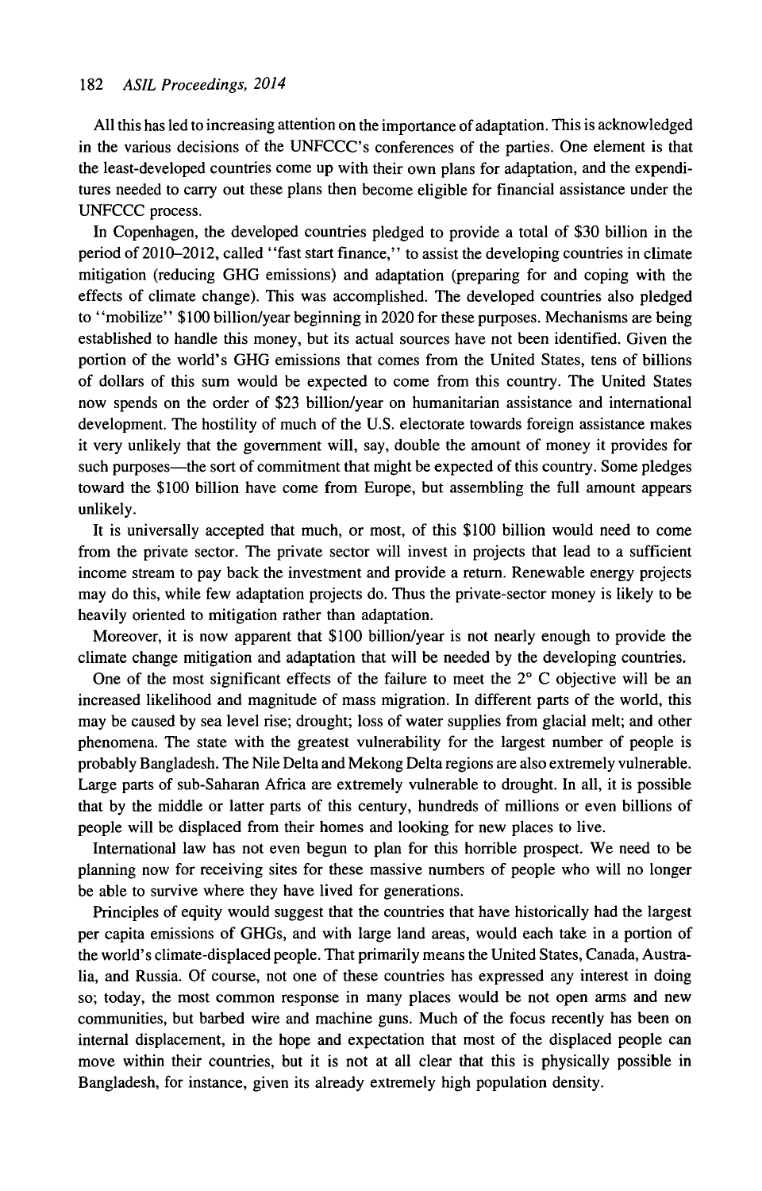All this has led to increasing attention on the importance of adaptation. This is acknowledged in the various decisions of the UNFCCC's conferences of the parties. One element is that the least-developed countries come up with their own plans for adaptation, and the expenditures needed to carry out these plans then become eligible for financial assistance under the UNFCCC process.

In Copenhagen, the developed countries pledged to provide a total of $30 billion in the period of 2010–2012, called "fast start finance," to assist the developing countries in climate mitigation (reducing GHG emissions) and adaptation (preparing for and coping with the effects of climate change). This was accomplished. The developed countries also pledged to "mobilize" $100 billion/year beginning in 2020 for these purposes. Mechanisms are being established to handle this money, but its actual sources have not been identified. Given the portion of the world's GHG emissions that comes from the United States, tens of billions of dollars of this sum would be expected to come from this country. The United States now spends on the order of $23 billion/year on humanitarian assistance and international development. The hostility of much of the U.S. electorate towards foreign assistance makes it very unlikely that the government will, say, double the amount of money it provides for such purposes—the sort of commitment that might be expected of this country. Some pledges toward the $100 billion have come from Europe, but assembling the full amount appears unlikely.

It is universally accepted that much, or most, of this $100 billion would need to come from the private sector. The private sector will invest in projects that lead to a sufficient income stream to pay back the investment and provide a return. Renewable energy projects may do this, while few adaptation projects do. Thus the private-sector money is likely to be heavily oriented to mitigation rather than adaptation.

Moreover, it is now apparent that $100 billion/year is not nearly enough to provide the climate change mitigation and adaptation that will be needed by the developing countries.

One of the most significant effects of the failure to meet the 2° C objective will be an increased likelihood and magnitude of mass migration. In different parts of the world, this may be caused by sea level rise; drought; loss of water supplies from glacial melt; and other phenomena. The state with the greatest vulnerability for the largest number of people is probably Bangladesh. The Nile Delta and Mekong Delta regions are also extremely vulnerable. Large parts of sub-Saharan Africa are extremely vulnerable to drought. In all, it is possible that by the middle or latter parts of this century, hundreds of millions or even billions of people will be displaced from their homes and looking for new places to live.

International law has not even begun to plan for this horrible prospect. We need to be planning now for receiving sites for these massive numbers of people who will no longer be able to survive where they have lived for generations.

Principles of equity would suggest that the countries that have historically had the largest per capita emissions of GHGs, and with large land areas, would each take in a portion of the world's climate-displaced people. That primarily means the United States, Canada, Australia, and Russia. Of course, not one of these countries has expressed any interest in doing so; today, the most common response in many places would be not open arms and new communities, but barbed wire and machine guns. Much of the focus recently has been on internal displacement, in the hope and expectation that most of the displaced people can move within their countries, but it is not at all clear that this is physically possible in Bangladesh, for instance, given its already extremely high population density.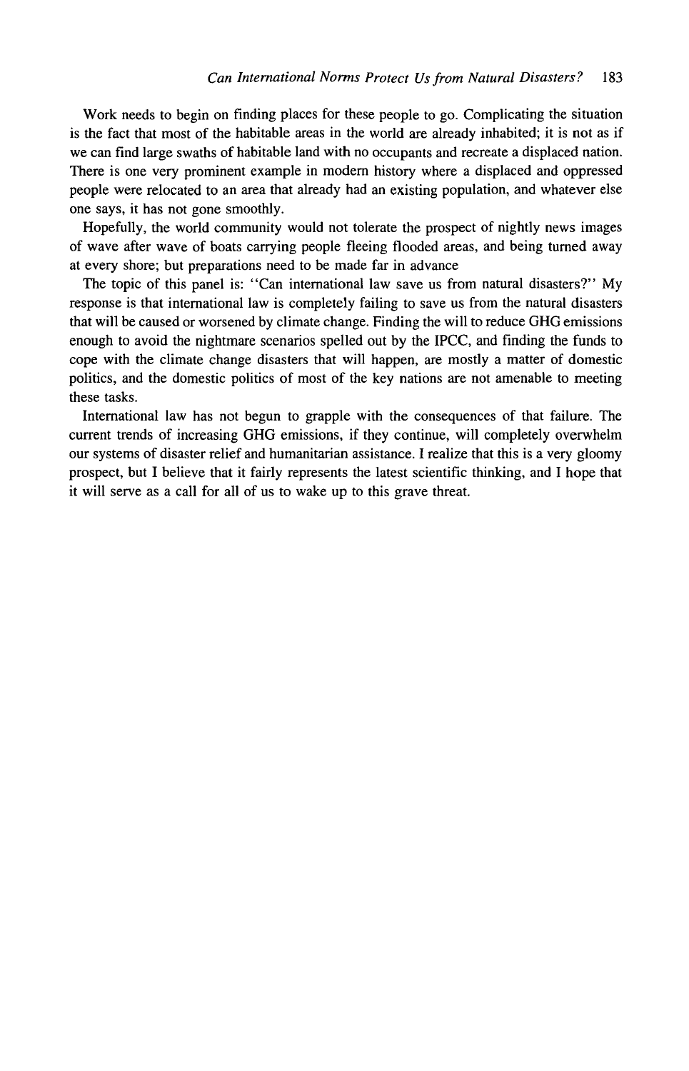Work needs to begin on finding places for these people to go. Complicating the situation is the fact that most of the habitable areas in the world are already inhabited; it is not as if we can find large swaths of habitable land with no occupants and recreate a displaced nation. There is one very prominent example in modern history where a displaced and oppressed people were relocated to an area that already had an existing population, and whatever else one says, it has not gone smoothly.

Hopefully, the world community would not tolerate the prospect of nightly news images of wave after wave of boats carrying people fleeing flooded areas, and being turned away at every shore; but preparations need to be made far in advance

The topic of this panel is: "Can international law save us from natural disasters?" My response is that international law is completely failing to save us from the natural disasters that will be caused or worsened by climate change. Finding the will to reduce GHG emissions enough to avoid the nightmare scenarios spelled out by the IPCC, and finding the funds to cope with the climate change disasters that will happen, are mostly a matter of domestic politics, and the domestic politics of most of the key nations are not amenable to meeting these tasks.

International law has not begun to grapple with the consequences of that failure. The current trends of increasing GHG emissions, if they continue, will completely overwhelm our systems of disaster relief and humanitarian assistance. I realize that this is a very gloomy prospect, but I believe that it fairly represents the latest scientific thinking, and I hope that it will serve as a call for all of us to wake up to this grave threat.